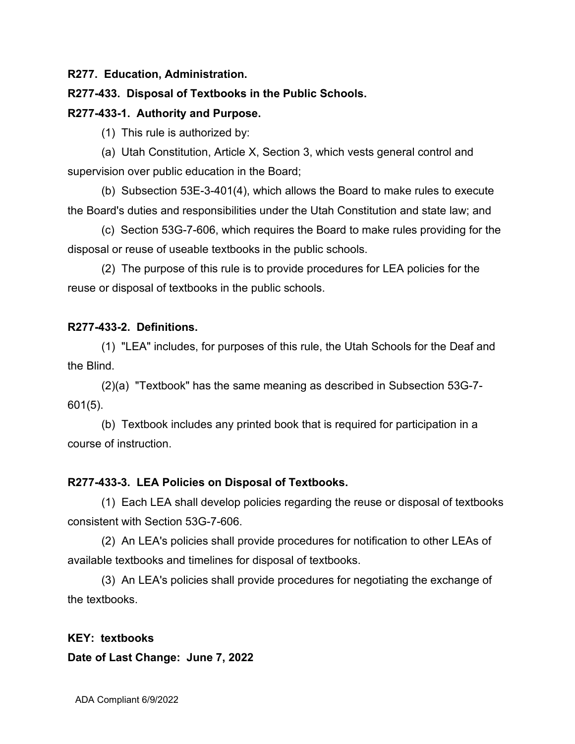**R277. Education, Administration.**

**R277-433. Disposal of Textbooks in the Public Schools.**

**R277-433-1. Authority and Purpose.**

(1) This rule is authorized by:

(a) Utah Constitution, Article X, Section 3, which vests general control and supervision over public education in the Board;

(b) Subsection 53E-3-401(4), which allows the Board to make rules to execute the Board's duties and responsibilities under the Utah Constitution and state law; and

(c) Section 53G-7-606, which requires the Board to make rules providing for the disposal or reuse of useable textbooks in the public schools.

(2) The purpose of this rule is to provide procedures for LEA policies for the reuse or disposal of textbooks in the public schools.

**R277-433-2. Definitions.**

(1) "LEA" includes, for purposes of this rule, the Utah Schools for the Deaf and the Blind.

(2)(a) "Textbook" has the same meaning as described in Subsection 53G-7-601(5).

(b) Textbook includes any printed book that is required for participation in a course of instruction.

**R277-433-3. LEA Policies on Disposal of Textbooks.**

(1) Each LEA shall develop policies regarding the reuse or disposal of textbooks consistent with Section 53G-7-606.

(2) An LEA's policies shall provide procedures for notification to other LEAs of available textbooks and timelines for disposal of textbooks.

(3) An LEA's policies shall provide procedures for negotiating the exchange of the textbooks.

**KEY: textbooks**

**Date of Last Change: June 7, 2022**

ADA Compliant 6/9/2022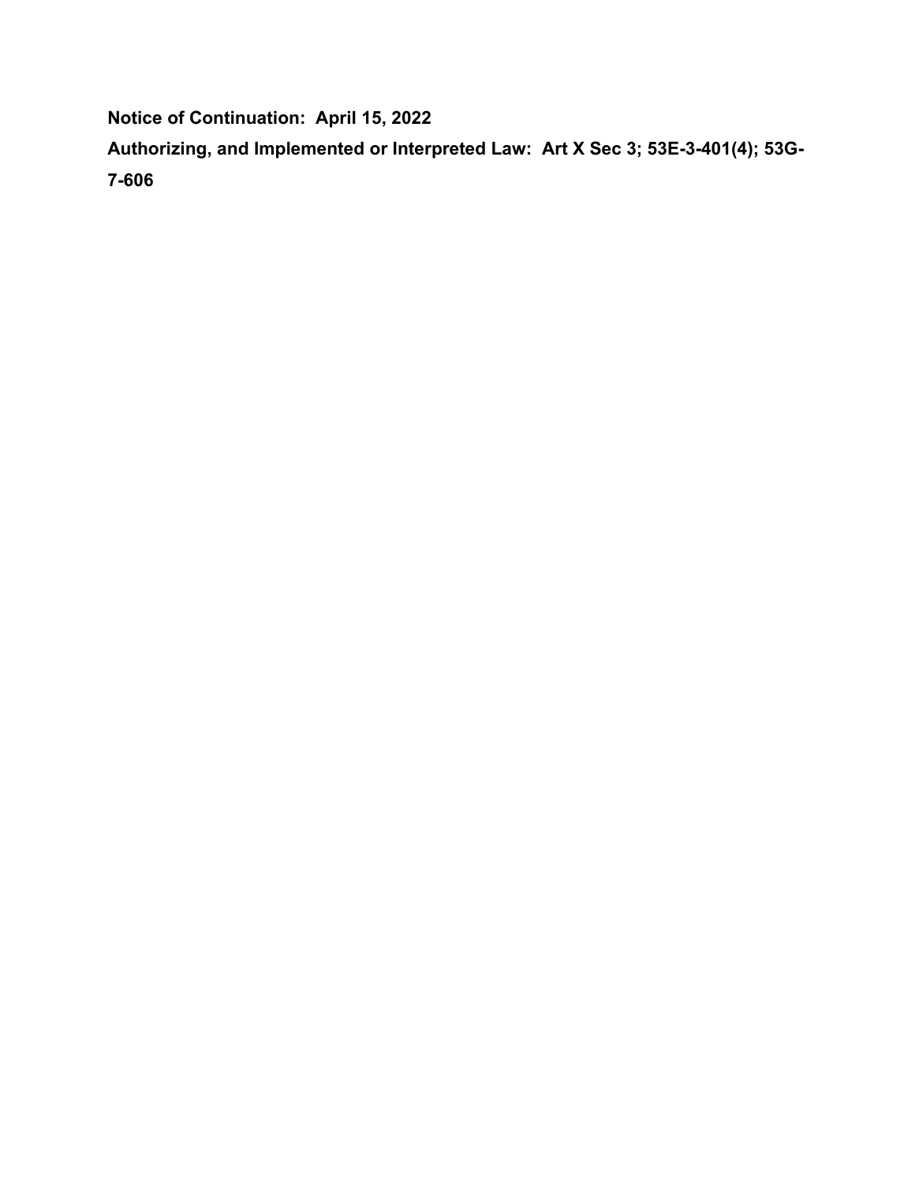**Notice of Continuation: April 15, 2022**

**Authorizing, and Implemented or Interpreted Law: Art X Sec 3; 53E-3-401(4); 53G-7-606**